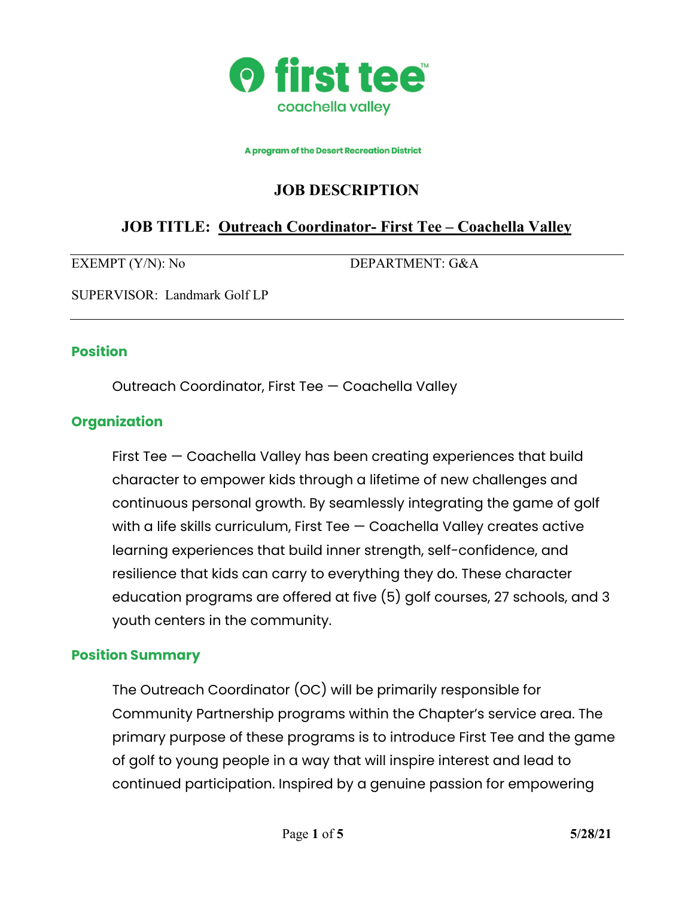first tee
coachella valley

A program of the Desert Recreation District

# JOB DESCRIPTION

## JOB TITLE: Outreach Coordinator- First Tee – Coachella Valley

| EXEMPT (Y/N): No | DEPARTMENT: G&A |
| --- | --- |
| SUPERVISOR: Landmark Golf LP | |

### Position

Outreach Coordinator, First Tee — Coachella Valley

### Organization

First Tee — Coachella Valley has been creating experiences that build character to empower kids through a lifetime of new challenges and continuous personal growth. By seamlessly integrating the game of golf with a life skills curriculum, First Tee — Coachella Valley creates active learning experiences that build inner strength, self-confidence, and resilience that kids can carry to everything they do. These character education programs are offered at five (5) golf courses, 27 schools, and 3 youth centers in the community.

### Position Summary

The Outreach Coordinator (OC) will be primarily responsible for Community Partnership programs within the Chapter's service area. The primary purpose of these programs is to introduce First Tee and the game of golf to young people in a way that will inspire interest and lead to continued participation. Inspired by a genuine passion for empowering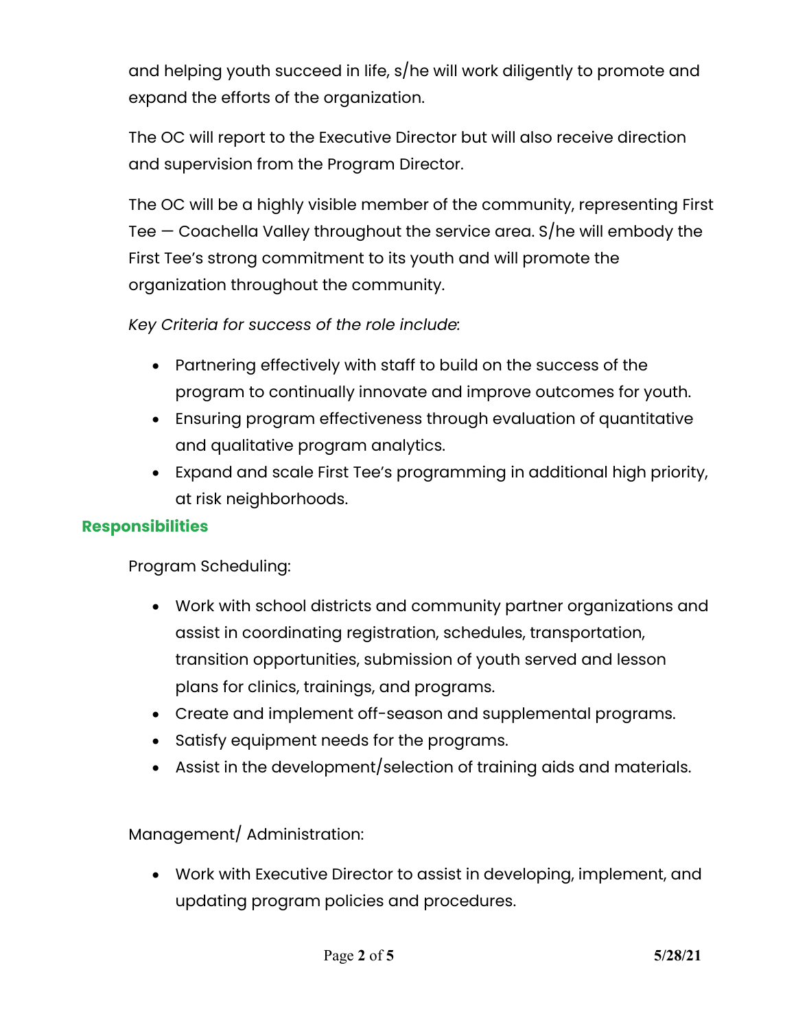and helping youth succeed in life, s/he will work diligently to promote and expand the efforts of the organization.

The OC will report to the Executive Director but will also receive direction and supervision from the Program Director.

The OC will be a highly visible member of the community, representing First Tee — Coachella Valley throughout the service area. S/he will embody the First Tee's strong commitment to its youth and will promote the organization throughout the community.

*Key Criteria for success of the role include*:

- Partnering effectively with staff to build on the success of the program to continually innovate and improve outcomes for youth.
- Ensuring program effectiveness through evaluation of quantitative and qualitative program analytics.
- Expand and scale First Tee's programming in additional high priority, at risk neighborhoods.

## Responsibilities

Program Scheduling:

- Work with school districts and community partner organizations and assist in coordinating registration, schedules, transportation, transition opportunities, submission of youth served and lesson plans for clinics, trainings, and programs.
- Create and implement off-season and supplemental programs.
- Satisfy equipment needs for the programs.
- Assist in the development/selection of training aids and materials.

Management/ Administration:

- Work with Executive Director to assist in developing, implement, and updating program policies and procedures.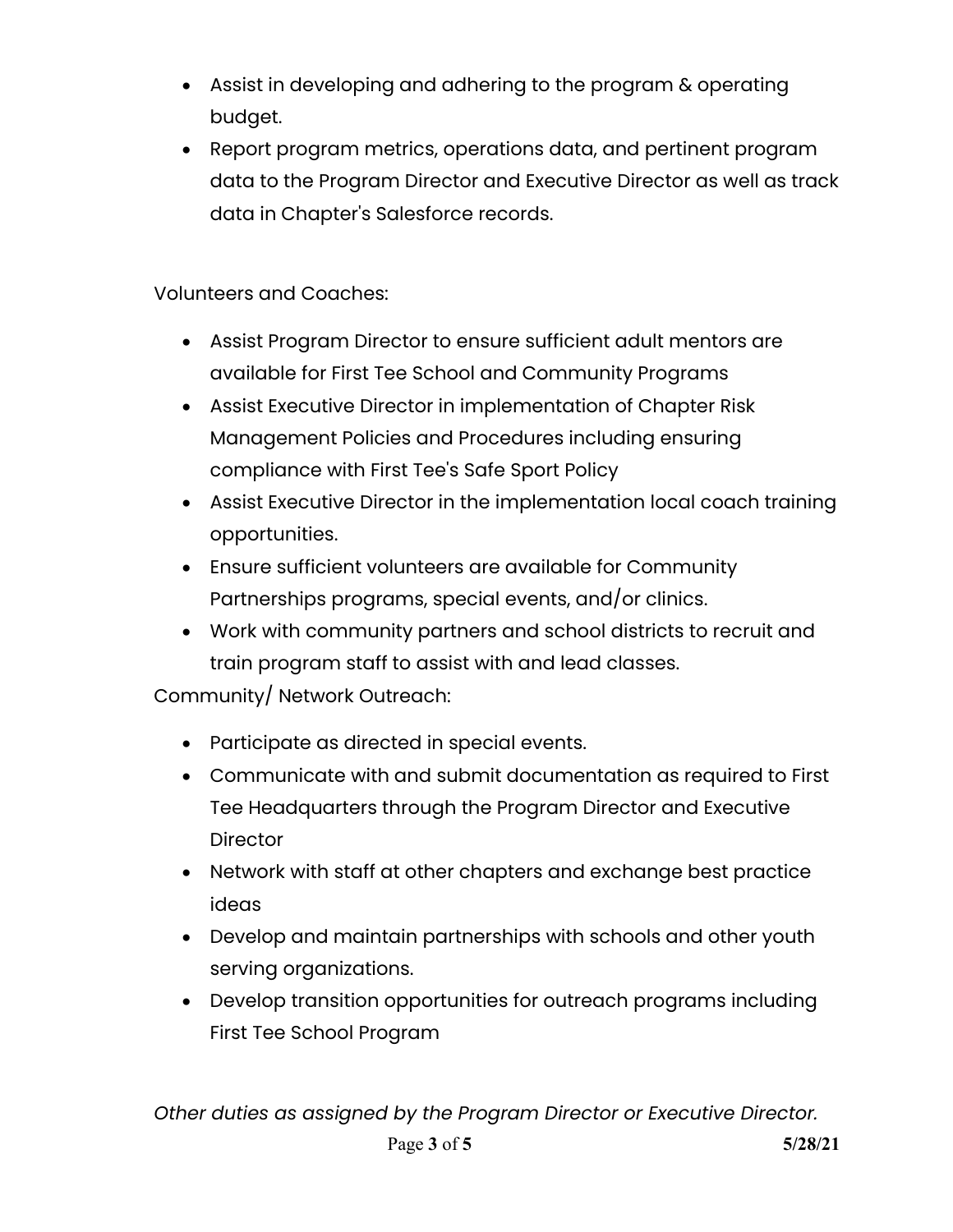- Assist in developing and adhering to the program & operating budget.
- Report program metrics, operations data, and pertinent program data to the Program Director and Executive Director as well as track data in Chapter's Salesforce records.

Volunteers and Coaches:

- Assist Program Director to ensure sufficient adult mentors are available for First Tee School and Community Programs
- Assist Executive Director in implementation of Chapter Risk Management Policies and Procedures including ensuring compliance with First Tee's Safe Sport Policy
- Assist Executive Director in the implementation local coach training opportunities.
- Ensure sufficient volunteers are available for Community Partnerships programs, special events, and/or clinics.
- Work with community partners and school districts to recruit and train program staff to assist with and lead classes.

Community/ Network Outreach:

- Participate as directed in special events.
- Communicate with and submit documentation as required to First Tee Headquarters through the Program Director and Executive Director
- Network with staff at other chapters and exchange best practice ideas
- Develop and maintain partnerships with schools and other youth serving organizations.
- Develop transition opportunities for outreach programs including First Tee School Program

*Other duties as assigned by the Program Director or Executive Director.*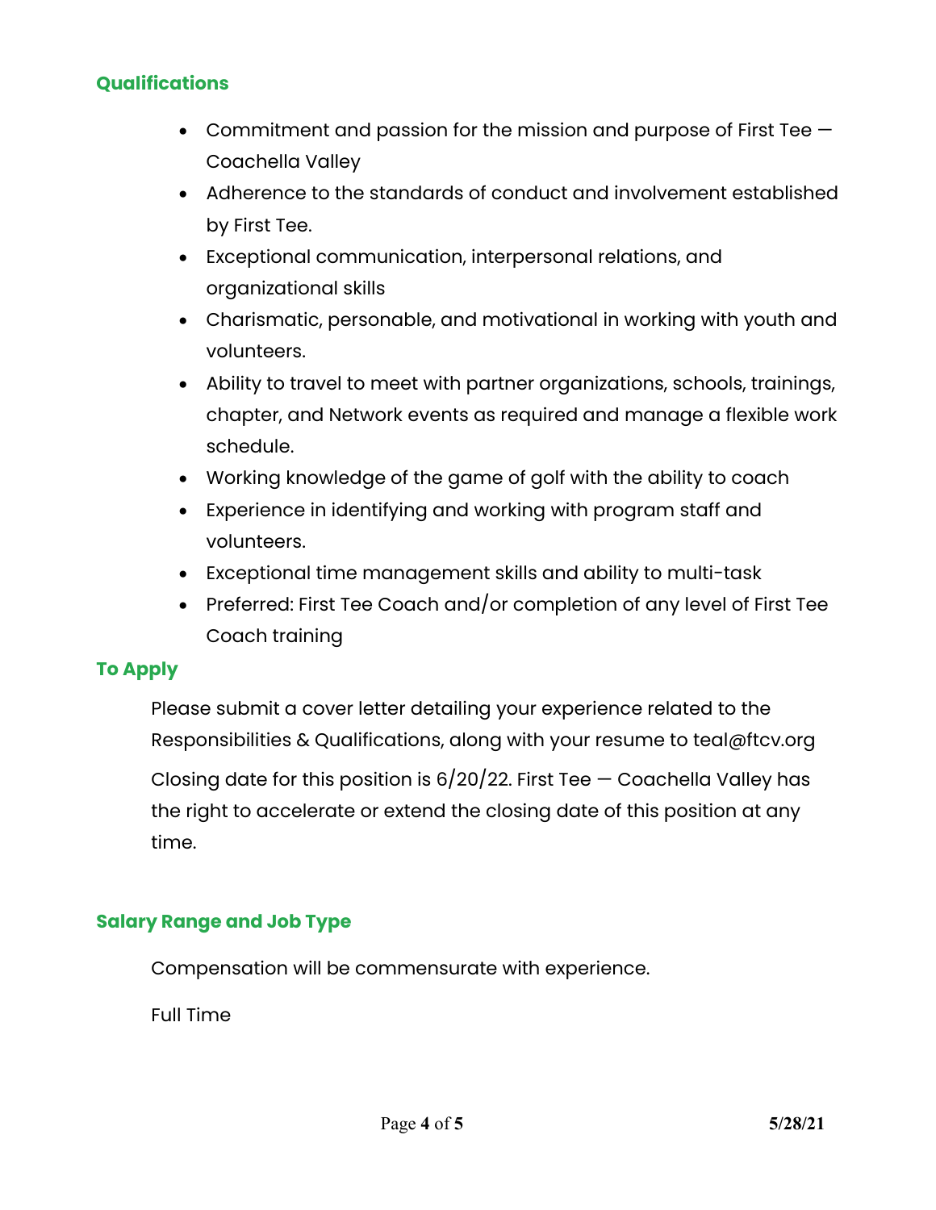## Qualifications

- Commitment and passion for the mission and purpose of First Tee — Coachella Valley
- Adherence to the standards of conduct and involvement established by First Tee.
- Exceptional communication, interpersonal relations, and organizational skills
- Charismatic, personable, and motivational in working with youth and volunteers.
- Ability to travel to meet with partner organizations, schools, trainings, chapter, and Network events as required and manage a flexible work schedule.
- Working knowledge of the game of golf with the ability to coach
- Experience in identifying and working with program staff and volunteers.
- Exceptional time management skills and ability to multi-task
- Preferred: First Tee Coach and/or completion of any level of First Tee Coach training

## To Apply

Please submit a cover letter detailing your experience related to the Responsibilities & Qualifications, along with your resume to teal@ftcv.org

Closing date for this position is 6/20/22. First Tee — Coachella Valley has the right to accelerate or extend the closing date of this position at any time.

## Salary Range and Job Type

Compensation will be commensurate with experience.

Full Time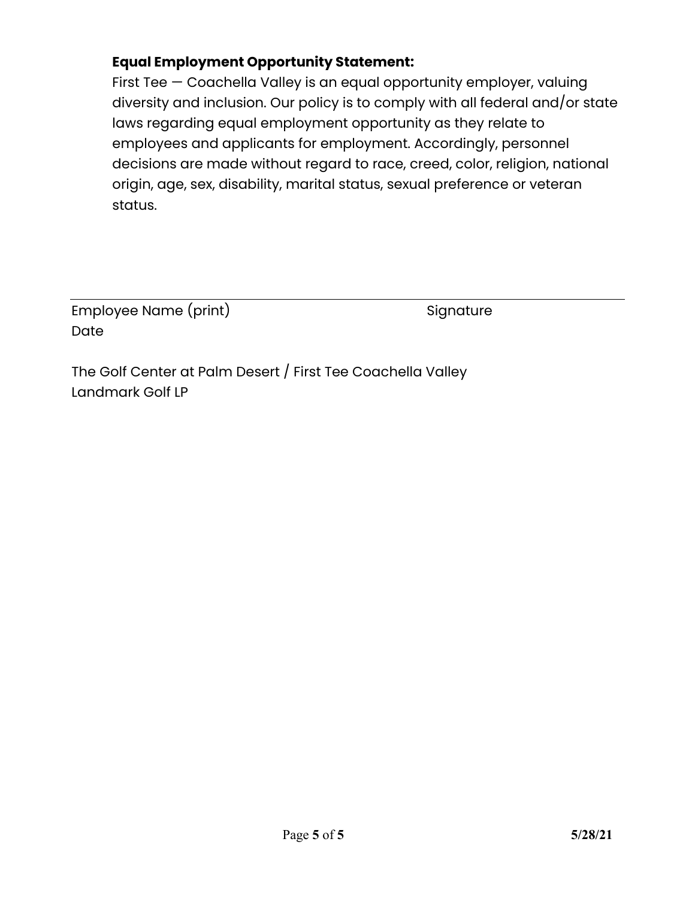**Equal Employment Opportunity Statement:**

First Tee — Coachella Valley is an equal opportunity employer, valuing diversity and inclusion. Our policy is to comply with all federal and/or state laws regarding equal employment opportunity as they relate to employees and applicants for employment. Accordingly, personnel decisions are made without regard to race, creed, color, religion, national origin, age, sex, disability, marital status, sexual preference or veteran status.

---

Employee Name (print) Signature
Date

The Golf Center at Palm Desert / First Tee Coachella Valley
Landmark Golf LP